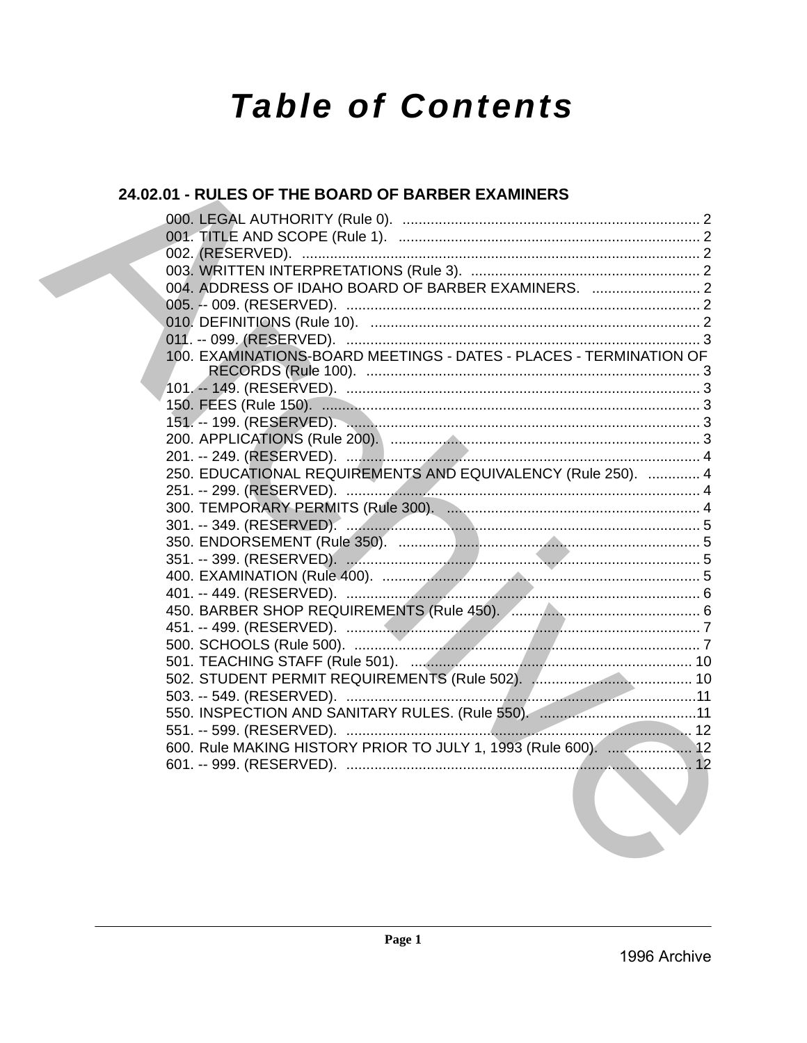# Table of Contents

## 24.02.01 - RULES OF THE BOARD OF BARBER EXAMINERS

000. LEGAL AUTHORITY (Rule 0). .......... 2
001. TITLE AND SCOPE (Rule 1). .......... 2
002. (RESERVED). .......... 2
003. WRITTEN INTERPRETATIONS (Rule 3). .......... 2
004. ADDRESS OF IDAHO BOARD OF BARBER EXAMINERS. .......... 2
005. -- 009. (RESERVED). .......... 2
010. DEFINITIONS (Rule 10). .......... 2
011. -- 099. (RESERVED). .......... 3
100. EXAMINATIONS-BOARD MEETINGS - DATES - PLACES - TERMINATION OF RECORDS (Rule 100). .......... 3
101. -- 149. (RESERVED). .......... 3
150. FEES (Rule 150). .......... 3
151. -- 199. (RESERVED). .......... 3
200. APPLICATIONS (Rule 200). .......... 3
201. -- 249. (RESERVED). .......... 4
250. EDUCATIONAL REQUIREMENTS AND EQUIVALENCY (Rule 250). .......... 4
251. -- 299. (RESERVED). .......... 4
300. TEMPORARY PERMITS (Rule 300). .......... 4
301. -- 349. (RESERVED). .......... 5
350. ENDORSEMENT (Rule 350). .......... 5
351. -- 399. (RESERVED). .......... 5
400. EXAMINATION (Rule 400). .......... 5
401. -- 449. (RESERVED). .......... 6
450. BARBER SHOP REQUIREMENTS (Rule 450). .......... 6
451. -- 499. (RESERVED). .......... 7
500. SCHOOLS (Rule 500). .......... 7
501. TEACHING STAFF (Rule 501). .......... 10
502. STUDENT PERMIT REQUIREMENTS (Rule 502). .......... 10
503. -- 549. (RESERVED). .......... 11
550. INSPECTION AND SANITARY RULES. (Rule 550). .......... 11
551. -- 599. (RESERVED). .......... 12
600. Rule MAKING HISTORY PRIOR TO JULY 1, 1993 (Rule 600). .......... 12
601. -- 999. (RESERVED). .......... 12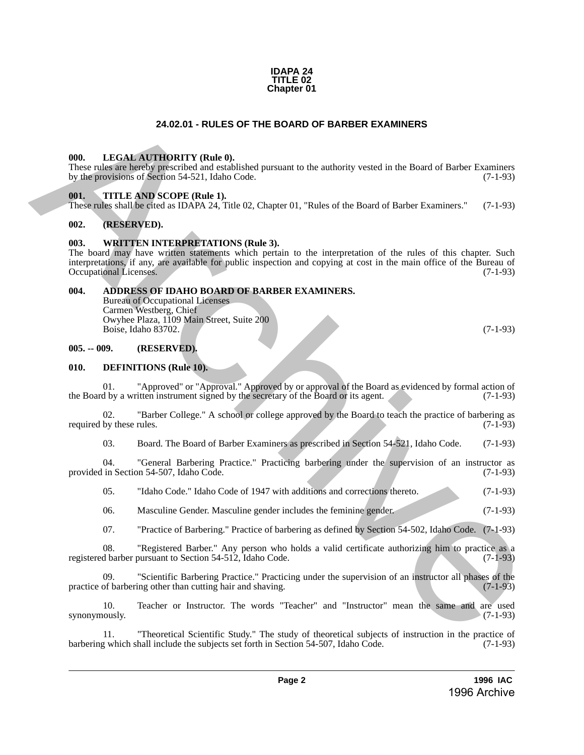**IDAPA 24**
**TITLE 02**
**Chapter 01**

## 24.02.01 - RULES OF THE BOARD OF BARBER EXAMINERS

**000. LEGAL AUTHORITY (Rule 0).**
These rules are hereby prescribed and established pursuant to the authority vested in the Board of Barber Examiners by the provisions of Section 54-521, Idaho Code. (7-1-93)

**001. TITLE AND SCOPE (Rule 1).**
These rules shall be cited as IDAPA 24, Title 02, Chapter 01, "Rules of the Board of Barber Examiners." (7-1-93)

**002. (RESERVED).**

**003. WRITTEN INTERPRETATIONS (Rule 3).**
The board may have written statements which pertain to the interpretation of the rules of this chapter. Such interpretations, if any, are available for public inspection and copying at cost in the main office of the Bureau of Occupational Licenses. (7-1-93)

**004. ADDRESS OF IDAHO BOARD OF BARBER EXAMINERS.**
Bureau of Occupational Licenses
Carmen Westberg, Chief
Owyhee Plaza, 1109 Main Street, Suite 200
Boise, Idaho 83702. (7-1-93)

**005. -- 009. (RESERVED).**

**010. DEFINITIONS (Rule 10).**

01. "Approved" or "Approval." Approved by or approval of the Board as evidenced by formal action of the Board by a written instrument signed by the secretary of the Board or its agent. (7-1-93)

02. "Barber College." A school or college approved by the Board to teach the practice of barbering as required by these rules. (7-1-93)

03. Board. The Board of Barber Examiners as prescribed in Section 54-521, Idaho Code. (7-1-93)

04. "General Barbering Practice." Practicing barbering under the supervision of an instructor as provided in Section 54-507, Idaho Code. (7-1-93)

05. "Idaho Code." Idaho Code of 1947 with additions and corrections thereto. (7-1-93)

06. Masculine Gender. Masculine gender includes the feminine gender. (7-1-93)

07. "Practice of Barbering." Practice of barbering as defined by Section 54-502, Idaho Code. (7-1-93)

08. "Registered Barber." Any person who holds a valid certificate authorizing him to practice as a registered barber pursuant to Section 54-512, Idaho Code. (7-1-93)

09. "Scientific Barbering Practice." Practicing under the supervision of an instructor all phases of the practice of barbering other than cutting hair and shaving. (7-1-93)

10. Teacher or Instructor. The words "Teacher" and "Instructor" mean the same and are used synonymously. (7-1-93)

11. "Theoretical Scientific Study." The study of theoretical subjects of instruction in the practice of barbering which shall include the subjects set forth in Section 54-507, Idaho Code. (7-1-93)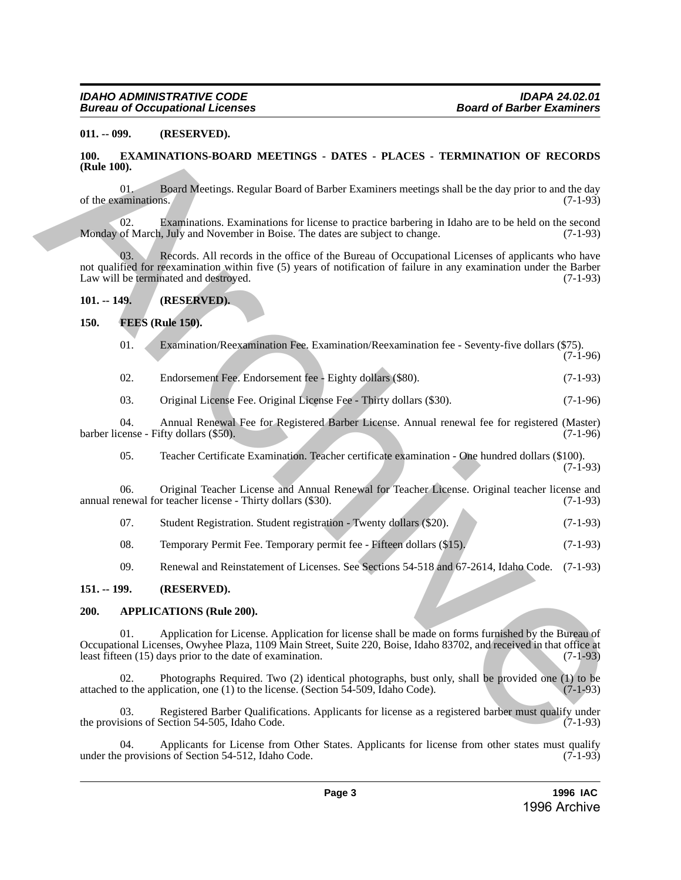### 011. -- 099. (RESERVED).

### 100. EXAMINATIONS-BOARD MEETINGS - DATES - PLACES - TERMINATION OF RECORDS (Rule 100).

01. Board Meetings. Regular Board of Barber Examiners meetings shall be the day prior to and the day of the examinations. (7-1-93)

02. Examinations. Examinations for license to practice barbering in Idaho are to be held on the second Monday of March, July and November in Boise. The dates are subject to change. (7-1-93)

03. Records. All records in the office of the Bureau of Occupational Licenses of applicants who have not qualified for reexamination within five (5) years of notification of failure in any examination under the Barber Law will be terminated and destroyed. (7-1-93)

### 101. -- 149. (RESERVED).

### 150. FEES (Rule 150).

01. Examination/Reexamination Fee. Examination/Reexamination fee - Seventy-five dollars ($75). (7-1-96)

02. Endorsement Fee. Endorsement fee - Eighty dollars ($80). (7-1-93)

03. Original License Fee. Original License Fee - Thirty dollars ($30). (7-1-96)

04. Annual Renewal Fee for Registered Barber License. Annual renewal fee for registered (Master) barber license - Fifty dollars ($50). (7-1-96)

05. Teacher Certificate Examination. Teacher certificate examination - One hundred dollars ($100). (7-1-93)

06. Original Teacher License and Annual Renewal for Teacher License. Original teacher license and annual renewal for teacher license - Thirty dollars ($30). (7-1-93)

07. Student Registration. Student registration - Twenty dollars ($20). (7-1-93)

08. Temporary Permit Fee. Temporary permit fee - Fifteen dollars ($15). (7-1-93)

09. Renewal and Reinstatement of Licenses. See Sections 54-518 and 67-2614, Idaho Code. (7-1-93)

### 151. -- 199. (RESERVED).

### 200. APPLICATIONS (Rule 200).

01. Application for License. Application for license shall be made on forms furnished by the Bureau of Occupational Licenses, Owyhee Plaza, 1109 Main Street, Suite 220, Boise, Idaho 83702, and received in that office at least fifteen (15) days prior to the date of examination. (7-1-93)

02. Photographs Required. Two (2) identical photographs, bust only, shall be provided one (1) to be attached to the application, one (1) to the license. (Section 54-509, Idaho Code). (7-1-93)

03. Registered Barber Qualifications. Applicants for license as a registered barber must qualify under the provisions of Section 54-505, Idaho Code. (7-1-93)

04. Applicants for License from Other States. Applicants for license from other states must qualify under the provisions of Section 54-512, Idaho Code. (7-1-93)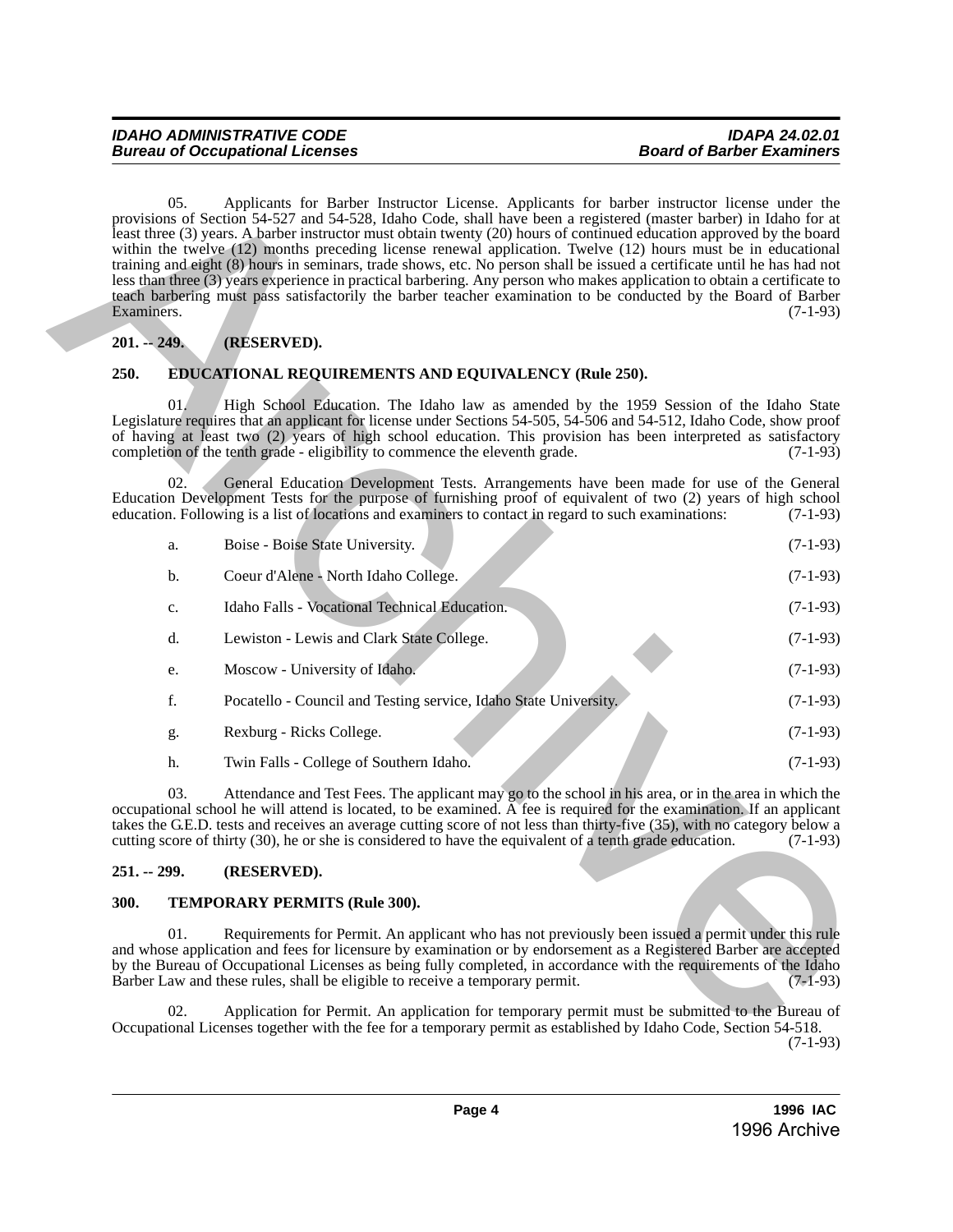05. Applicants for Barber Instructor License. Applicants for barber instructor license under the provisions of Section 54-527 and 54-528, Idaho Code, shall have been a registered (master barber) in Idaho for at least three (3) years. A barber instructor must obtain twenty (20) hours of continued education approved by the board within the twelve (12) months preceding license renewal application. Twelve (12) hours must be in educational training and eight (8) hours in seminars, trade shows, etc. No person shall be issued a certificate until he has had not less than three (3) years experience in practical barbering. Any person who makes application to obtain a certificate to teach barbering must pass satisfactorily the barber teacher examination to be conducted by the Board of Barber Examiners. (7-1-93)

**201. -- 249. (RESERVED).**

## 250. EDUCATIONAL REQUIREMENTS AND EQUIVALENCY (Rule 250).

01. High School Education. The Idaho law as amended by the 1959 Session of the Idaho State Legislature requires that an applicant for license under Sections 54-505, 54-506 and 54-512, Idaho Code, show proof of having at least two (2) years of high school education. This provision has been interpreted as satisfactory completion of the tenth grade - eligibility to commence the eleventh grade. (7-1-93)

02. General Education Development Tests. Arrangements have been made for use of the General Education Development Tests for the purpose of furnishing proof of equivalent of two (2) years of high school education. Following is a list of locations and examiners to contact in regard to such examinations: (7-1-93)

a. Boise - Boise State University. (7-1-93)

b. Coeur d'Alene - North Idaho College. (7-1-93)

c. Idaho Falls - Vocational Technical Education. (7-1-93)

d. Lewiston - Lewis and Clark State College. (7-1-93)

e. Moscow - University of Idaho. (7-1-93)

f. Pocatello - Council and Testing service, Idaho State University. (7-1-93)

g. Rexburg - Ricks College. (7-1-93)

h. Twin Falls - College of Southern Idaho. (7-1-93)

03. Attendance and Test Fees. The applicant may go to the school in his area, or in the area in which the occupational school he will attend is located, to be examined. A fee is required for the examination. If an applicant takes the G.E.D. tests and receives an average cutting score of not less than thirty-five (35), with no category below a cutting score of thirty (30), he or she is considered to have the equivalent of a tenth grade education. (7-1-93)

**251. -- 299. (RESERVED).**

## 300. TEMPORARY PERMITS (Rule 300).

01. Requirements for Permit. An applicant who has not previously been issued a permit under this rule and whose application and fees for licensure by examination or by endorsement as a Registered Barber are accepted by the Bureau of Occupational Licenses as being fully completed, in accordance with the requirements of the Idaho Barber Law and these rules, shall be eligible to receive a temporary permit. (7-1-93)

02. Application for Permit. An application for temporary permit must be submitted to the Bureau of Occupational Licenses together with the fee for a temporary permit as established by Idaho Code, Section 54-518. (7-1-93)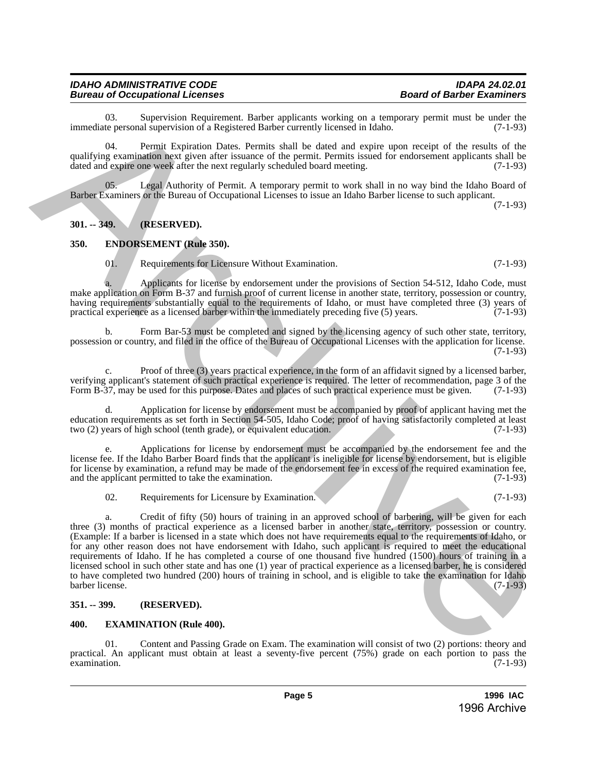03. Supervision Requirement. Barber applicants working on a temporary permit must be under the immediate personal supervision of a Registered Barber currently licensed in Idaho. (7-1-93)

04. Permit Expiration Dates. Permits shall be dated and expire upon receipt of the results of the qualifying examination next given after issuance of the permit. Permits issued for endorsement applicants shall be dated and expire one week after the next regularly scheduled board meeting. (7-1-93)

05. Legal Authority of Permit. A temporary permit to work shall in no way bind the Idaho Board of Barber Examiners or the Bureau of Occupational Licenses to issue an Idaho Barber license to such applicant. (7-1-93)

**301. -- 349. (RESERVED).**

**350. ENDORSEMENT (Rule 350).**

01. Requirements for Licensure Without Examination. (7-1-93)

a. Applicants for license by endorsement under the provisions of Section 54-512, Idaho Code, must make application on Form B-37 and furnish proof of current license in another state, territory, possession or country, having requirements substantially equal to the requirements of Idaho, or must have completed three (3) years of practical experience as a licensed barber within the immediately preceding five (5) years. (7-1-93)

b. Form Bar-53 must be completed and signed by the licensing agency of such other state, territory, possession or country, and filed in the office of the Bureau of Occupational Licenses with the application for license. (7-1-93)

c. Proof of three (3) years practical experience, in the form of an affidavit signed by a licensed barber, verifying applicant's statement of such practical experience is required. The letter of recommendation, page 3 of the Form B-37, may be used for this purpose. Dates and places of such practical experience must be given. (7-1-93)

d. Application for license by endorsement must be accompanied by proof of applicant having met the education requirements as set forth in Section 54-505, Idaho Code; proof of having satisfactorily completed at least two (2) years of high school (tenth grade), or equivalent education. (7-1-93)

e. Applications for license by endorsement must be accompanied by the endorsement fee and the license fee. If the Idaho Barber Board finds that the applicant is ineligible for license by endorsement, but is eligible for license by examination, a refund may be made of the endorsement fee in excess of the required examination fee, and the applicant permitted to take the examination. (7-1-93)

02. Requirements for Licensure by Examination. (7-1-93)

a. Credit of fifty (50) hours of training in an approved school of barbering, will be given for each three (3) months of practical experience as a licensed barber in another state, territory, possession or country. (Example: If a barber is licensed in a state which does not have requirements equal to the requirements of Idaho, or for any other reason does not have endorsement with Idaho, such applicant is required to meet the educational requirements of Idaho. If he has completed a course of one thousand five hundred (1500) hours of training in a licensed school in such other state and has one (1) year of practical experience as a licensed barber, he is considered to have completed two hundred (200) hours of training in school, and is eligible to take the examination for Idaho barber license. (7-1-93)

**351. -- 399. (RESERVED).**

**400. EXAMINATION (Rule 400).**

01. Content and Passing Grade on Exam. The examination will consist of two (2) portions: theory and practical. An applicant must obtain at least a seventy-five percent (75%) grade on each portion to pass the examination. (7-1-93)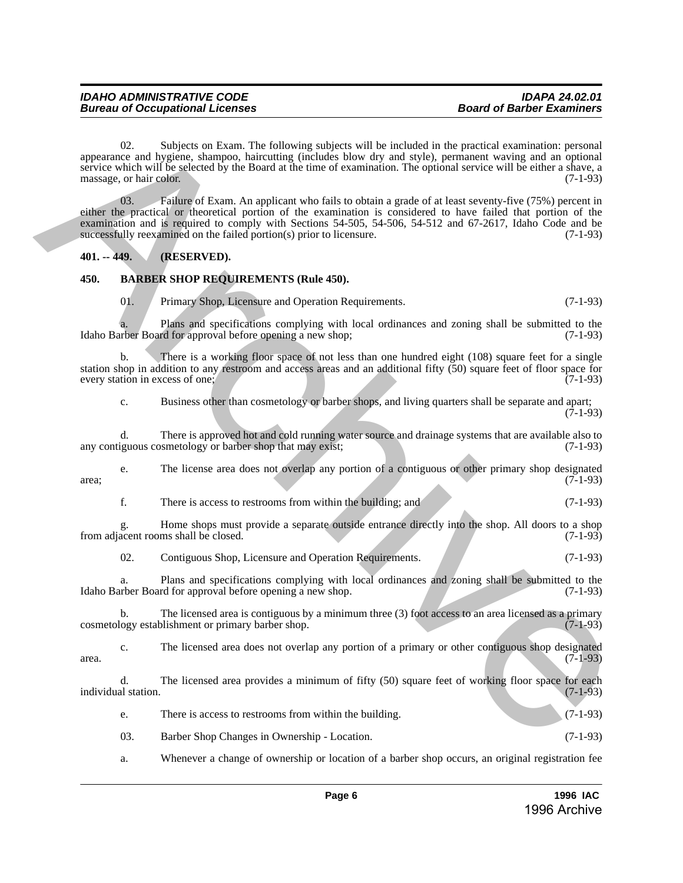02. Subjects on Exam. The following subjects will be included in the practical examination: personal appearance and hygiene, shampoo, haircutting (includes blow dry and style), permanent waving and an optional service which will be selected by the Board at the time of examination. The optional service will be either a shave, a massage, or hair color. (7-1-93)

03. Failure of Exam. An applicant who fails to obtain a grade of at least seventy-five (75%) percent in either the practical or theoretical portion of the examination is considered to have failed that portion of the examination and is required to comply with Sections 54-505, 54-506, 54-512 and 67-2617, Idaho Code and be successfully reexamined on the failed portion(s) prior to licensure. (7-1-93)

**401. -- 449. (RESERVED).**

**450. BARBER SHOP REQUIREMENTS (Rule 450).**

01. Primary Shop, Licensure and Operation Requirements. (7-1-93)

a. Plans and specifications complying with local ordinances and zoning shall be submitted to the Idaho Barber Board for approval before opening a new shop; (7-1-93)

b. There is a working floor space of not less than one hundred eight (108) square feet for a single station shop in addition to any restroom and access areas and an additional fifty (50) square feet of floor space for every station in excess of one; (7-1-93)

c. Business other than cosmetology or barber shops, and living quarters shall be separate and apart; (7-1-93)

d. There is approved hot and cold running water source and drainage systems that are available also to any contiguous cosmetology or barber shop that may exist; (7-1-93)

e. The license area does not overlap any portion of a contiguous or other primary shop designated area; (7-1-93)

f. There is access to restrooms from within the building; and (7-1-93)

g. Home shops must provide a separate outside entrance directly into the shop. All doors to a shop from adjacent rooms shall be closed. (7-1-93)

02. Contiguous Shop, Licensure and Operation Requirements. (7-1-93)

a. Plans and specifications complying with local ordinances and zoning shall be submitted to the Idaho Barber Board for approval before opening a new shop. (7-1-93)

b. The licensed area is contiguous by a minimum three (3) foot access to an area licensed as a primary cosmetology establishment or primary barber shop. (7-1-93)

c. The licensed area does not overlap any portion of a primary or other contiguous shop designated area. (7-1-93)

d. The licensed area provides a minimum of fifty (50) square feet of working floor space for each individual station. (7-1-93)

e. There is access to restrooms from within the building. (7-1-93)

03. Barber Shop Changes in Ownership - Location. (7-1-93)

a. Whenever a change of ownership or location of a barber shop occurs, an original registration fee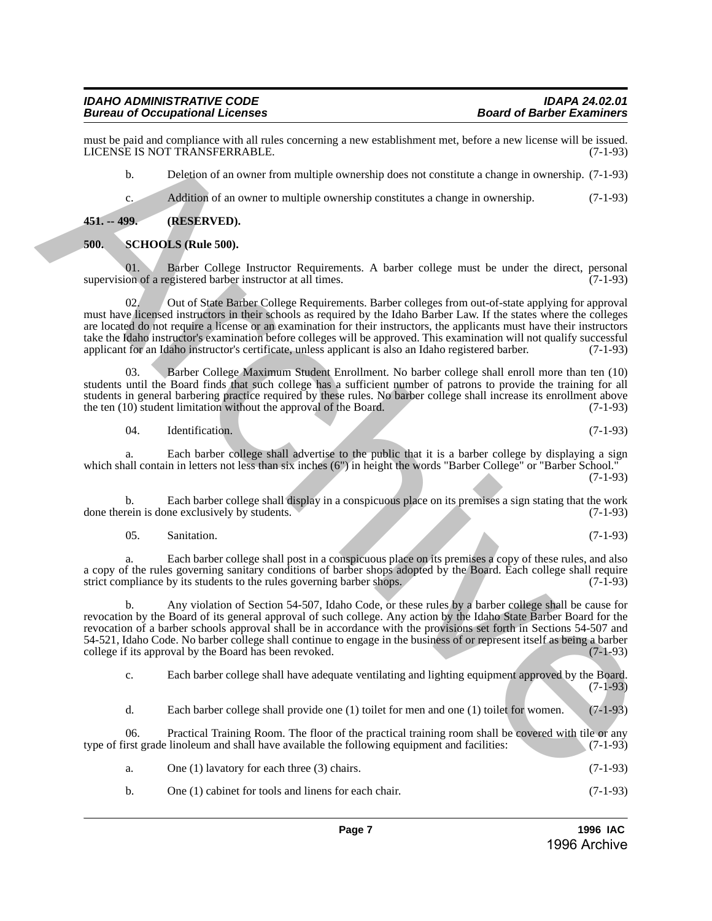must be paid and compliance with all rules concerning a new establishment met, before a new license will be issued. LICENSE IS NOT TRANSFERRABLE. (7-1-93)

b. Deletion of an owner from multiple ownership does not constitute a change in ownership. (7-1-93)

c. Addition of an owner to multiple ownership constitutes a change in ownership. (7-1-93)

## 451. -- 499. (RESERVED).

## 500. SCHOOLS (Rule 500).

01. Barber College Instructor Requirements. A barber college must be under the direct, personal supervision of a registered barber instructor at all times. (7-1-93)

02. Out of State Barber College Requirements. Barber colleges from out-of-state applying for approval must have licensed instructors in their schools as required by the Idaho Barber Law. If the states where the colleges are located do not require a license or an examination for their instructors, the applicants must have their instructors take the Idaho instructor's examination before colleges will be approved. This examination will not qualify successful applicant for an Idaho instructor's certificate, unless applicant is also an Idaho registered barber. (7-1-93)

03. Barber College Maximum Student Enrollment. No barber college shall enroll more than ten (10) students until the Board finds that such college has a sufficient number of patrons to provide the training for all students in general barbering practice required by these rules. No barber college shall increase its enrollment above the ten (10) student limitation without the approval of the Board. (7-1-93)

04. Identification. (7-1-93)

a. Each barber college shall advertise to the public that it is a barber college by displaying a sign which shall contain in letters not less than six inches (6") in height the words "Barber College" or "Barber School." (7-1-93)

b. Each barber college shall display in a conspicuous place on its premises a sign stating that the work done therein is done exclusively by students. (7-1-93)

05. Sanitation. (7-1-93)

a. Each barber college shall post in a conspicuous place on its premises a copy of these rules, and also a copy of the rules governing sanitary conditions of barber shops adopted by the Board. Each college shall require strict compliance by its students to the rules governing barber shops. (7-1-93)

b. Any violation of Section 54-507, Idaho Code, or these rules by a barber college shall be cause for revocation by the Board of its general approval of such college. Any action by the Idaho State Barber Board for the revocation of a barber schools approval shall be in accordance with the provisions set forth in Sections 54-507 and 54-521, Idaho Code. No barber college shall continue to engage in the business of or represent itself as being a barber college if its approval by the Board has been revoked. (7-1-93)

c. Each barber college shall have adequate ventilating and lighting equipment approved by the Board. (7-1-93)

d. Each barber college shall provide one (1) toilet for men and one (1) toilet for women. (7-1-93)

06. Practical Training Room. The floor of the practical training room shall be covered with tile or any type of first grade linoleum and shall have available the following equipment and facilities: (7-1-93)

a. One (1) lavatory for each three (3) chairs. (7-1-93)

b. One (1) cabinet for tools and linens for each chair. (7-1-93)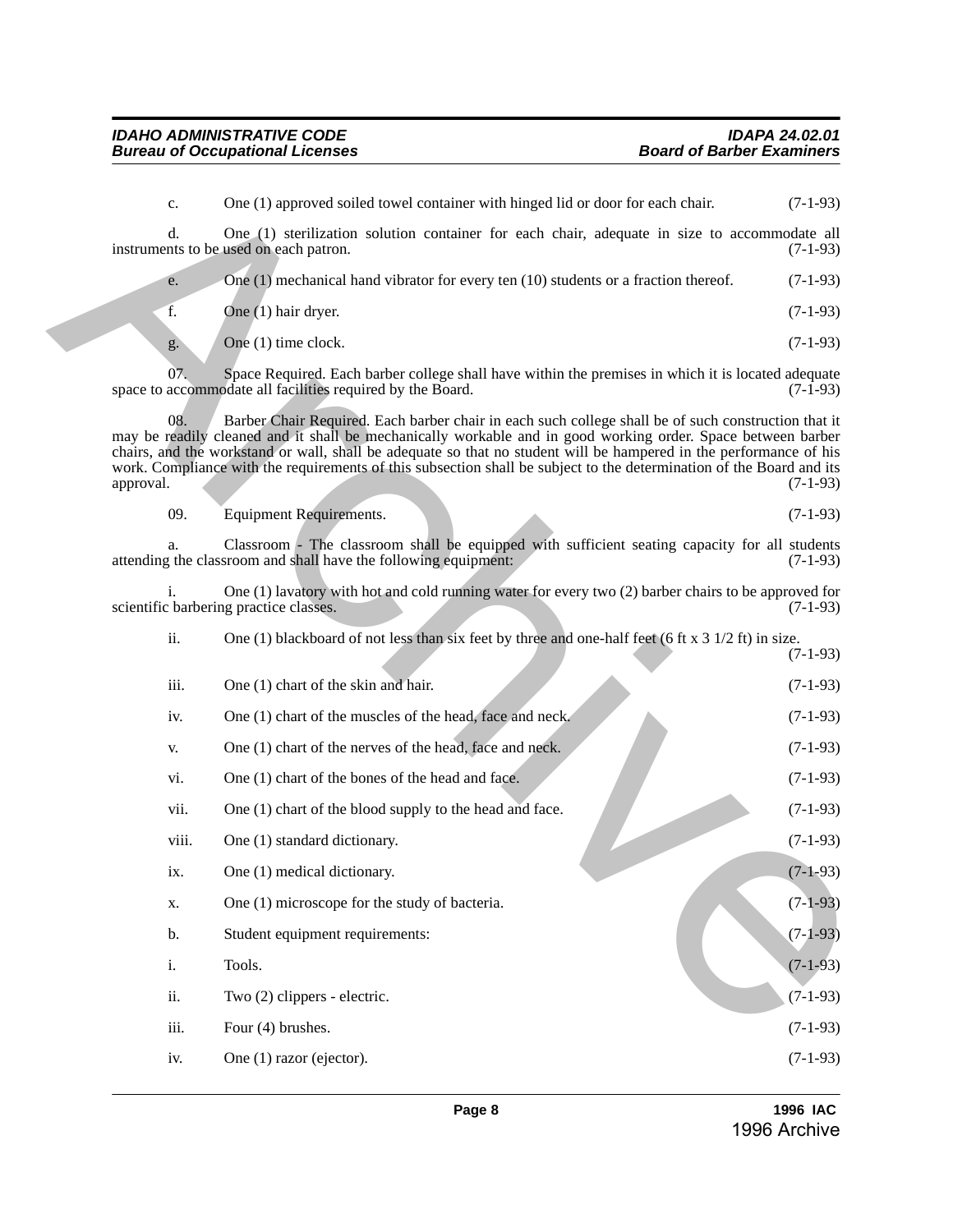c. One (1) approved soiled towel container with hinged lid or door for each chair. (7-1-93)

d. One (1) sterilization solution container for each chair, adequate in size to accommodate all instruments to be used on each patron. (7-1-93)

e. One (1) mechanical hand vibrator for every ten (10) students or a fraction thereof. (7-1-93)

f. One (1) hair dryer. (7-1-93)

g. One (1) time clock. (7-1-93)

07. Space Required. Each barber college shall have within the premises in which it is located adequate space to accommodate all facilities required by the Board. (7-1-93)

08. Barber Chair Required. Each barber chair in each such college shall be of such construction that it may be readily cleaned and it shall be mechanically workable and in good working order. Space between barber chairs, and the workstand or wall, shall be adequate so that no student will be hampered in the performance of his work. Compliance with the requirements of this subsection shall be subject to the determination of the Board and its approval. (7-1-93)

09. Equipment Requirements. (7-1-93)

a. Classroom - The classroom shall be equipped with sufficient seating capacity for all students attending the classroom and shall have the following equipment: (7-1-93)

i. One (1) lavatory with hot and cold running water for every two (2) barber chairs to be approved for scientific barbering practice classes. (7-1-93)

ii. One (1) blackboard of not less than six feet by three and one-half feet (6 ft x 3 1/2 ft) in size. (7-1-93)

iii. One (1) chart of the skin and hair. (7-1-93)

iv. One (1) chart of the muscles of the head, face and neck. (7-1-93)

v. One (1) chart of the nerves of the head, face and neck. (7-1-93)

vi. One (1) chart of the bones of the head and face. (7-1-93)

vii. One (1) chart of the blood supply to the head and face. (7-1-93)

viii. One (1) standard dictionary. (7-1-93)

ix. One (1) medical dictionary. (7-1-93)

x. One (1) microscope for the study of bacteria. (7-1-93)

b. Student equipment requirements: (7-1-93)

i. Tools. (7-1-93)

ii. Two (2) clippers - electric. (7-1-93)

iii. Four (4) brushes. (7-1-93)

iv. One (1) razor (ejector). (7-1-93)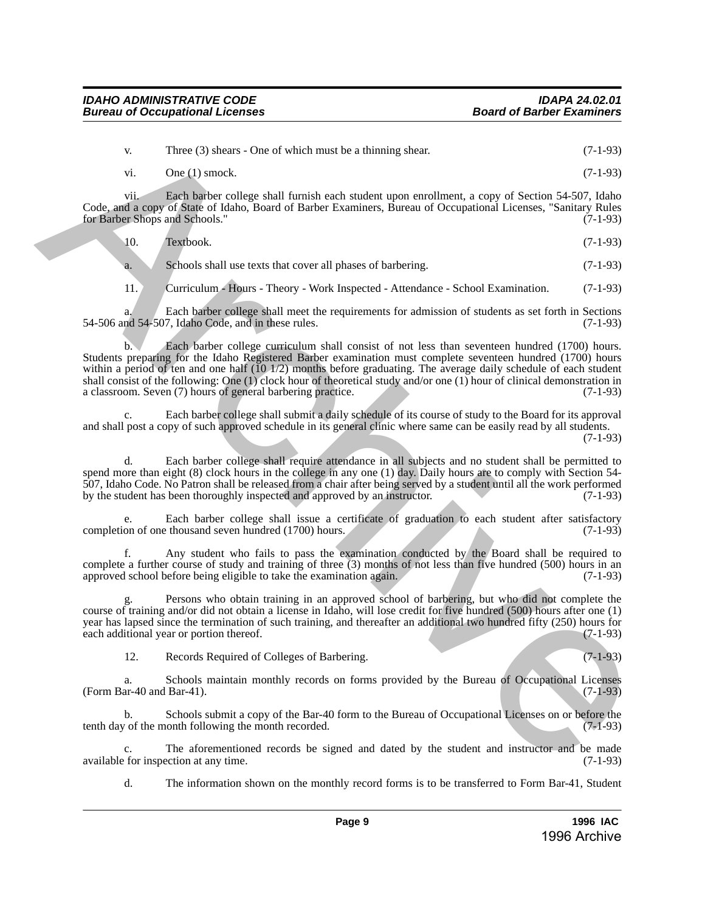v. Three (3) shears - One of which must be a thinning shear. (7-1-93)

vi. One (1) smock. (7-1-93)

vii. Each barber college shall furnish each student upon enrollment, a copy of Section 54-507, Idaho Code, and a copy of State of Idaho, Board of Barber Examiners, Bureau of Occupational Licenses, "Sanitary Rules for Barber Shops and Schools." (7-1-93)

10. Textbook. (7-1-93)

a. Schools shall use texts that cover all phases of barbering. (7-1-93)

11. Curriculum - Hours - Theory - Work Inspected - Attendance - School Examination. (7-1-93)

a. Each barber college shall meet the requirements for admission of students as set forth in Sections 54-506 and 54-507, Idaho Code, and in these rules. (7-1-93)

b. Each barber college curriculum shall consist of not less than seventeen hundred (1700) hours. Students preparing for the Idaho Registered Barber examination must complete seventeen hundred (1700) hours within a period of ten and one half (10 1/2) months before graduating. The average daily schedule of each student shall consist of the following: One (1) clock hour of theoretical study and/or one (1) hour of clinical demonstration in a classroom. Seven (7) hours of general barbering practice. (7-1-93)

c. Each barber college shall submit a daily schedule of its course of study to the Board for its approval and shall post a copy of such approved schedule in its general clinic where same can be easily read by all students. (7-1-93)

d. Each barber college shall require attendance in all subjects and no student shall be permitted to spend more than eight (8) clock hours in the college in any one (1) day. Daily hours are to comply with Section 54-507, Idaho Code. No Patron shall be released from a chair after being served by a student until all the work performed by the student has been thoroughly inspected and approved by an instructor. (7-1-93)

e. Each barber college shall issue a certificate of graduation to each student after satisfactory completion of one thousand seven hundred (1700) hours. (7-1-93)

f. Any student who fails to pass the examination conducted by the Board shall be required to complete a further course of study and training of three (3) months of not less than five hundred (500) hours in an approved school before being eligible to take the examination again. (7-1-93)

g. Persons who obtain training in an approved school of barbering, but who did not complete the course of training and/or did not obtain a license in Idaho, will lose credit for five hundred (500) hours after one (1) year has lapsed since the termination of such training, and thereafter an additional two hundred fifty (250) hours for each additional year or portion thereof. (7-1-93)

12. Records Required of Colleges of Barbering. (7-1-93)

a. Schools maintain monthly records on forms provided by the Bureau of Occupational Licenses (Form Bar-40 and Bar-41). (7-1-93)

b. Schools submit a copy of the Bar-40 form to the Bureau of Occupational Licenses on or before the tenth day of the month following the month recorded. (7-1-93)

c. The aforementioned records be signed and dated by the student and instructor and be made available for inspection at any time. (7-1-93)

d. The information shown on the monthly record forms is to be transferred to Form Bar-41, Student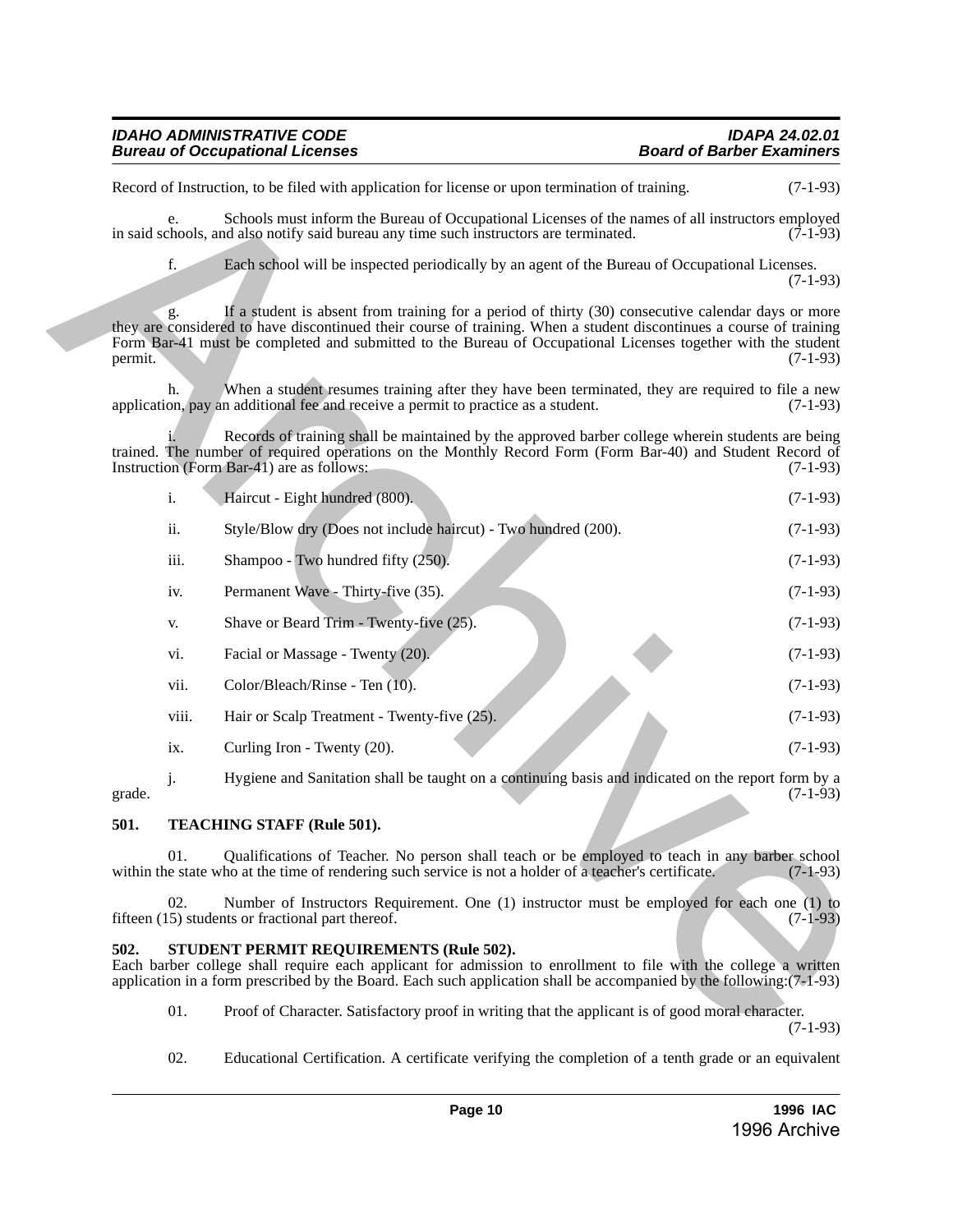Record of Instruction, to be filed with application for license or upon termination of training. (7-1-93)

e. Schools must inform the Bureau of Occupational Licenses of the names of all instructors employed in said schools, and also notify said bureau any time such instructors are terminated. (7-1-93)

f. Each school will be inspected periodically by an agent of the Bureau of Occupational Licenses. (7-1-93)

g. If a student is absent from training for a period of thirty (30) consecutive calendar days or more they are considered to have discontinued their course of training. When a student discontinues a course of training Form Bar-41 must be completed and submitted to the Bureau of Occupational Licenses together with the student permit. (7-1-93)

h. When a student resumes training after they have been terminated, they are required to file a new application, pay an additional fee and receive a permit to practice as a student. (7-1-93)

i. Records of training shall be maintained by the approved barber college wherein students are being trained. The number of required operations on the Monthly Record Form (Form Bar-40) and Student Record of Instruction (Form Bar-41) are as follows: (7-1-93)

i. Haircut - Eight hundred (800). (7-1-93)

ii. Style/Blow dry (Does not include haircut) - Two hundred (200). (7-1-93)

iii. Shampoo - Two hundred fifty (250). (7-1-93)

iv. Permanent Wave - Thirty-five (35). (7-1-93)

v. Shave or Beard Trim - Twenty-five (25). (7-1-93)

vi. Facial or Massage - Twenty (20). (7-1-93)

vii. Color/Bleach/Rinse - Ten (10). (7-1-93)

viii. Hair or Scalp Treatment - Twenty-five (25). (7-1-93)

ix. Curling Iron - Twenty (20). (7-1-93)

j. Hygiene and Sanitation shall be taught on a continuing basis and indicated on the report form by a grade. (7-1-93)

**501. TEACHING STAFF (Rule 501).**

01. Qualifications of Teacher. No person shall teach or be employed to teach in any barber school within the state who at the time of rendering such service is not a holder of a teacher's certificate. (7-1-93)

02. Number of Instructors Requirement. One (1) instructor must be employed for each one (1) to fifteen (15) students or fractional part thereof. (7-1-93)

**502. STUDENT PERMIT REQUIREMENTS (Rule 502).**

Each barber college shall require each applicant for admission to enrollment to file with the college a written application in a form prescribed by the Board. Each such application shall be accompanied by the following:(7-1-93)

01. Proof of Character. Satisfactory proof in writing that the applicant is of good moral character. (7-1-93)

02. Educational Certification. A certificate verifying the completion of a tenth grade or an equivalent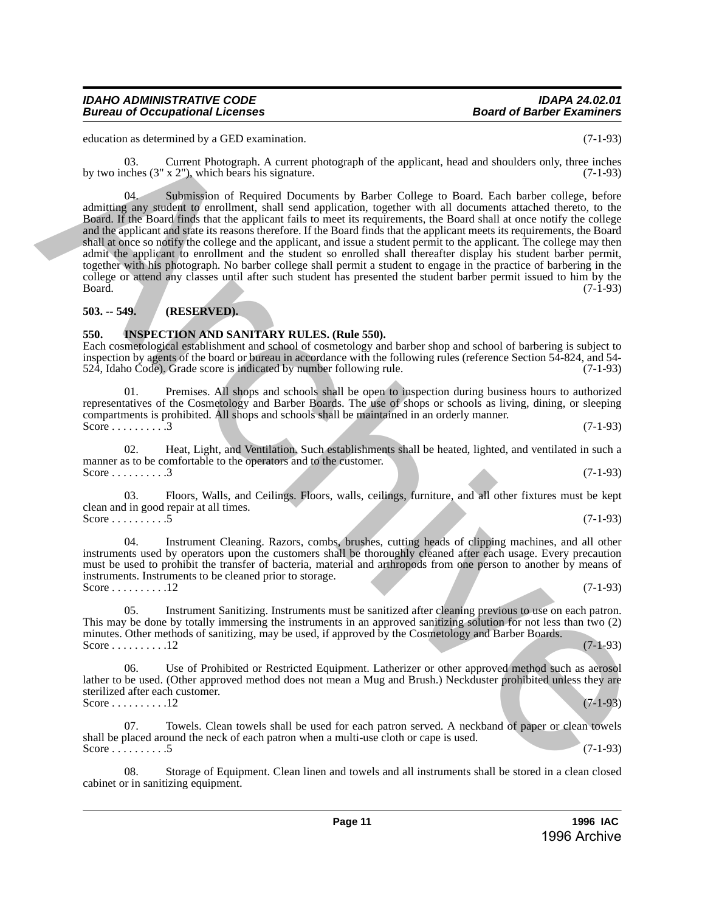education as determined by a GED examination. (7-1-93)

03. Current Photograph. A current photograph of the applicant, head and shoulders only, three inches by two inches (3" x 2"), which bears his signature. (7-1-93)

04. Submission of Required Documents by Barber College to Board. Each barber college, before admitting any student to enrollment, shall send application, together with all documents attached thereto, to the Board. If the Board finds that the applicant fails to meet its requirements, the Board shall at once notify the college and the applicant and state its reasons therefore. If the Board finds that the applicant meets its requirements, the Board shall at once so notify the college and the applicant, and issue a student permit to the applicant. The college may then admit the applicant to enrollment and the student so enrolled shall thereafter display his student barber permit, together with his photograph. No barber college shall permit a student to engage in the practice of barbering in the college or attend any classes until after such student has presented the student barber permit issued to him by the Board. (7-1-93)

**503. -- 549. (RESERVED).**

**550. INSPECTION AND SANITARY RULES. (Rule 550).**

Each cosmetological establishment and school of cosmetology and barber shop and school of barbering is subject to inspection by agents of the board or bureau in accordance with the following rules (reference Section 54-824, and 54-524, Idaho Code). Grade score is indicated by number following rule. (7-1-93)

01. Premises. All shops and schools shall be open to inspection during business hours to authorized representatives of the Cosmetology and Barber Boards. The use of shops or schools as living, dining, or sleeping compartments is prohibited. All shops and schools shall be maintained in an orderly manner.
Score . . . . . . . . . .3 (7-1-93)

02. Heat, Light, and Ventilation. Such establishments shall be heated, lighted, and ventilated in such a manner as to be comfortable to the operators and to the customer.
Score . . . . . . . . . .3 (7-1-93)

03. Floors, Walls, and Ceilings. Floors, walls, ceilings, furniture, and all other fixtures must be kept clean and in good repair at all times.
Score . . . . . . . . . .5 (7-1-93)

04. Instrument Cleaning. Razors, combs, brushes, cutting heads of clipping machines, and all other instruments used by operators upon the customers shall be thoroughly cleaned after each usage. Every precaution must be used to prohibit the transfer of bacteria, material and arthropods from one person to another by means of instruments. Instruments to be cleaned prior to storage.
Score . . . . . . . . . .12 (7-1-93)

05. Instrument Sanitizing. Instruments must be sanitized after cleaning previous to use on each patron. This may be done by totally immersing the instruments in an approved sanitizing solution for not less than two (2) minutes. Other methods of sanitizing, may be used, if approved by the Cosmetology and Barber Boards.
Score . . . . . . . . . .12 (7-1-93)

06. Use of Prohibited or Restricted Equipment. Latherizer or other approved method such as aerosol lather to be used. (Other approved method does not mean a Mug and Brush.) Neckduster prohibited unless they are sterilized after each customer.
Score . . . . . . . . . .12 (7-1-93)

07. Towels. Clean towels shall be used for each patron served. A neckband of paper or clean towels shall be placed around the neck of each patron when a multi-use cloth or cape is used.
Score . . . . . . . . . .5 (7-1-93)

08. Storage of Equipment. Clean linen and towels and all instruments shall be stored in a clean closed cabinet or in sanitizing equipment.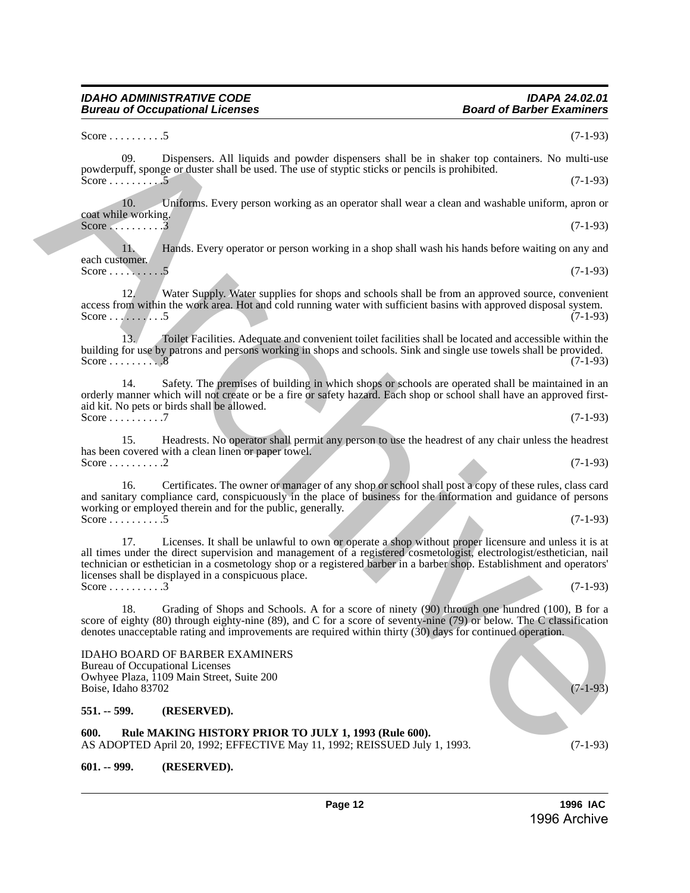Score . . . . . . . . . .5 (7-1-93)

09. Dispensers. All liquids and powder dispensers shall be in shaker top containers. No multi-use powderpuff, sponge or duster shall be used. The use of styptic sticks or pencils is prohibited.
Score . . . . . . . . . .5 (7-1-93)

10. Uniforms. Every person working as an operator shall wear a clean and washable uniform, apron or coat while working.
Score . . . . . . . . . .3 (7-1-93)

11. Hands. Every operator or person working in a shop shall wash his hands before waiting on any and each customer.
Score . . . . . . . . . .5 (7-1-93)

12. Water Supply. Water supplies for shops and schools shall be from an approved source, convenient access from within the work area. Hot and cold running water with sufficient basins with approved disposal system.
Score . . . . . . . . . .5 (7-1-93)

13. Toilet Facilities. Adequate and convenient toilet facilities shall be located and accessible within the building for use by patrons and persons working in shops and schools. Sink and single use towels shall be provided.
Score . . . . . . . . . .8 (7-1-93)

14. Safety. The premises of building in which shops or schools are operated shall be maintained in an orderly manner which will not create or be a fire or safety hazard. Each shop or school shall have an approved first-aid kit. No pets or birds shall be allowed.
Score . . . . . . . . . .7 (7-1-93)

15. Headrests. No operator shall permit any person to use the headrest of any chair unless the headrest has been covered with a clean linen or paper towel.
Score . . . . . . . . . .2 (7-1-93)

16. Certificates. The owner or manager of any shop or school shall post a copy of these rules, class card and sanitary compliance card, conspicuously in the place of business for the information and guidance of persons working or employed therein and for the public, generally.
Score . . . . . . . . . .5 (7-1-93)

17. Licenses. It shall be unlawful to own or operate a shop without proper licensure and unless it is at all times under the direct supervision and management of a registered cosmetologist, electrologist/esthetician, nail technician or esthetician in a cosmetology shop or a registered barber in a barber shop. Establishment and operators' licenses shall be displayed in a conspicuous place.
Score . . . . . . . . . .3 (7-1-93)

18. Grading of Shops and Schools. A for a score of ninety (90) through one hundred (100), B for a score of eighty (80) through eighty-nine (89), and C for a score of seventy-nine (79) or below. The C classification denotes unacceptable rating and improvements are required within thirty (30) days for continued operation.

IDAHO BOARD OF BARBER EXAMINERS
Bureau of Occupational Licenses
Owhyee Plaza, 1109 Main Street, Suite 200
Boise, Idaho 83702 (7-1-93)

**551. -- 599. (RESERVED).**

**600. Rule MAKING HISTORY PRIOR TO JULY 1, 1993 (Rule 600).**
AS ADOPTED April 20, 1992; EFFECTIVE May 11, 1992; REISSUED July 1, 1993. (7-1-93)

**601. -- 999. (RESERVED).**